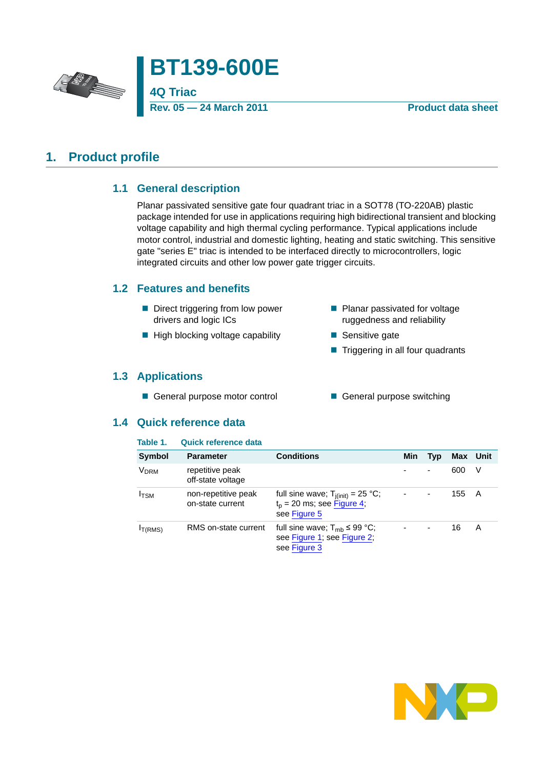# BT139-600E

**4Q Triac**

**Rev. 05 — 24 March 2011** **Product data sheet**

## 1. Product profile

### 1.1 General description

Planar passivated sensitive gate four quadrant triac in a SOT78 (TO-220AB) plastic package intended for use in applications requiring high bidirectional transient and blocking voltage capability and high thermal cycling performance. Typical applications include motor control, industrial and domestic lighting, heating and static switching. This sensitive gate "series E" triac is intended to be interfaced directly to microcontrollers, logic integrated circuits and other low power gate trigger circuits.

### 1.2 Features and benefits

- Direct triggering from low power drivers and logic ICs
- High blocking voltage capability
- Planar passivated for voltage ruggedness and reliability
- Sensitive gate
- Triggering in all four quadrants

### 1.3 Applications

- General purpose motor control
- General purpose switching

### 1.4 Quick reference data

**Table 1. Quick reference data**

| Symbol | Parameter | Conditions | Min | Typ | Max | Unit |
|---|---|---|---|---|---|---|
| $V_{DRM}$ | repetitive peak off-state voltage | | - | - | 600 | V |
| $I_{TSM}$ | non-repetitive peak on-state current | full sine wave; $T_{j(init)}$ = 25 °C; $t_p$ = 20 ms; see Figure 4; see Figure 5 | - | - | 155 | A |
| $I_{T(RMS)}$ | RMS on-state current | full sine wave; $T_{mb} \leq$ 99 °C; see Figure 1; see Figure 2; see Figure 3 | - | - | 16 | A |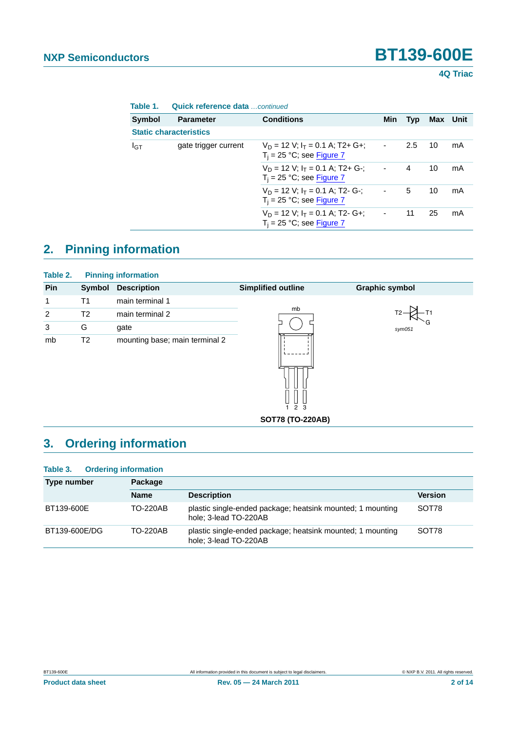**Table 1. Quick reference data** *...continued*

| Symbol | Parameter | Conditions | Min | Typ | Max | Unit |
|---|---|---|---|---|---|---|
| **Static characteristics** | | | | | | |
| $I_{GT}$ | gate trigger current | $V_D$ = 12 V; $I_T$ = 0.1 A; T2+ G+; $T_j$ = 25 °C; see Figure 7 | - | 2.5 | 10 | mA |
| | | $V_D$ = 12 V; $I_T$ = 0.1 A; T2+ G-; $T_j$ = 25 °C; see Figure 7 | - | 4 | 10 | mA |
| | | $V_D$ = 12 V; $I_T$ = 0.1 A; T2- G-; $T_j$ = 25 °C; see Figure 7 | - | 5 | 10 | mA |
| | | $V_D$ = 12 V; $I_T$ = 0.1 A; T2- G+; $T_j$ = 25 °C; see Figure 7 | - | 11 | 25 | mA |

## 2. Pinning information

**Table 2. Pinning information**

| Pin | Symbol | Description | Simplified outline | Graphic symbol |
|---|---|---|---|---|
| 1 | T1 | main terminal 1 | | |
| 2 | T2 | main terminal 2 | | |
| 3 | G | gate | | |
| mb | T2 | mounting base; main terminal 2 | | |

SOT78 (TO-220AB)

sym051

## 3. Ordering information

**Table 3. Ordering information**

| Type number | Package | | |
|---|---|---|---|
| | **Name** | **Description** | **Version** |
| BT139-600E | TO-220AB | plastic single-ended package; heatsink mounted; 1 mounting hole; 3-lead TO-220AB | SOT78 |
| BT139-600E/DG | TO-220AB | plastic single-ended package; heatsink mounted; 1 mounting hole; 3-lead TO-220AB | SOT78 |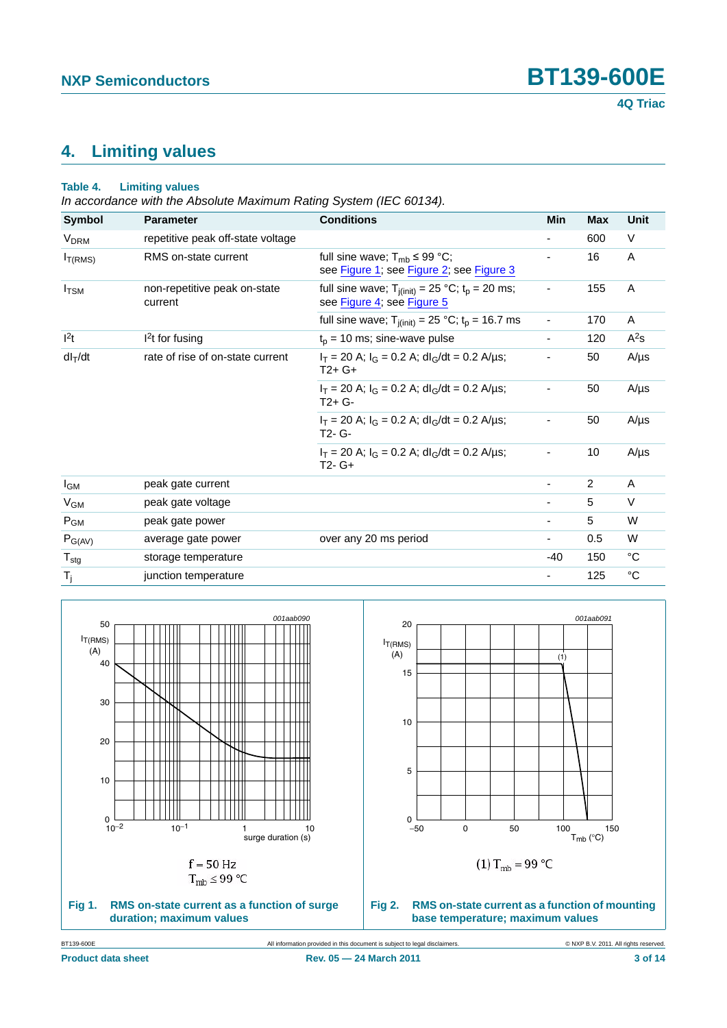## 4. Limiting values

**Table 4. Limiting values**

*In accordance with the Absolute Maximum Rating System (IEC 60134).*

| Symbol | Parameter | Conditions | Min | Max | Unit |
|---|---|---|---|---|---|
| $V_{DRM}$ | repetitive peak off-state voltage | | - | 600 | V |
| $I_{T(RMS)}$ | RMS on-state current | full sine wave; $T_{mb} \leq 99$ °C; see Figure 1; see Figure 2; see Figure 3 | - | 16 | A |
| $I_{TSM}$ | non-repetitive peak on-state current | full sine wave; $T_{j(init)} = 25$ °C; $t_p = 20$ ms; see Figure 4; see Figure 5 | - | 155 | A |
| | | full sine wave; $T_{j(init)} = 25$ °C; $t_p = 16.7$ ms | - | 170 | A |
| $I^2t$ | $I^2t$ for fusing | $t_p = 10$ ms; sine-wave pulse | - | 120 | $A^2s$ |
| $dI_T/dt$ | rate of rise of on-state current | $I_T = 20$ A; $I_G = 0.2$ A; $dI_G/dt = 0.2$ A/µs; T2+ G+ | - | 50 | A/µs |
| | | $I_T = 20$ A; $I_G = 0.2$ A; $dI_G/dt = 0.2$ A/µs; T2+ G- | - | 50 | A/µs |
| | | $I_T = 20$ A; $I_G = 0.2$ A; $dI_G/dt = 0.2$ A/µs; T2- G- | - | 50 | A/µs |
| | | $I_T = 20$ A; $I_G = 0.2$ A; $dI_G/dt = 0.2$ A/µs; T2- G+ | - | 10 | A/µs |
| $I_{GM}$ | peak gate current | | - | 2 | A |
| $V_{GM}$ | peak gate voltage | | - | 5 | V |
| $P_{GM}$ | peak gate power | | - | 5 | W |
| $P_{G(AV)}$ | average gate power | over any 20 ms period | - | 0.5 | W |
| $T_{stg}$ | storage temperature | | -40 | 150 | °C |
| $T_j$ | junction temperature | | - | 125 | °C |

$f = 50$ Hz
$T_{mb} \leq 99$ °C

**Fig 1. RMS on-state current as a function of surge duration; maximum values**

(1) $T_{mb} = 99$ °C

**Fig 2. RMS on-state current as a function of mounting base temperature; maximum values**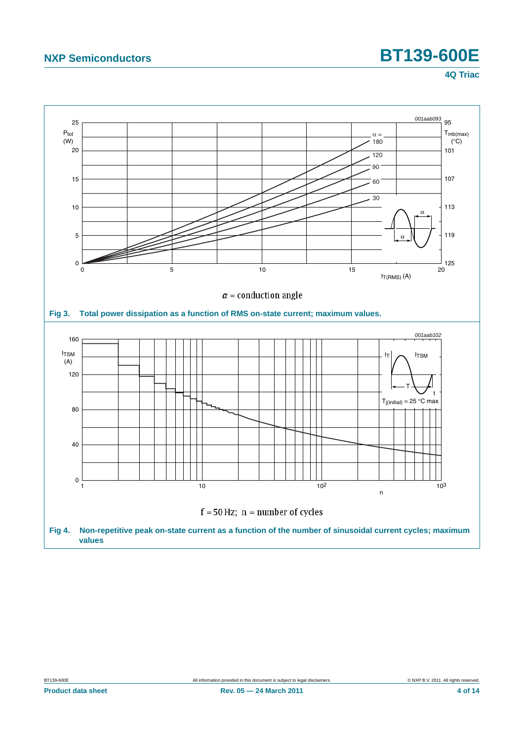$\alpha$ = conduction angle

**Fig 3. Total power dissipation as a function of RMS on-state current; maximum values.**

f = 50 Hz; n = number of cycles

**Fig 4. Non-repetitive peak on-state current as a function of the number of sinusoidal current cycles; maximum values**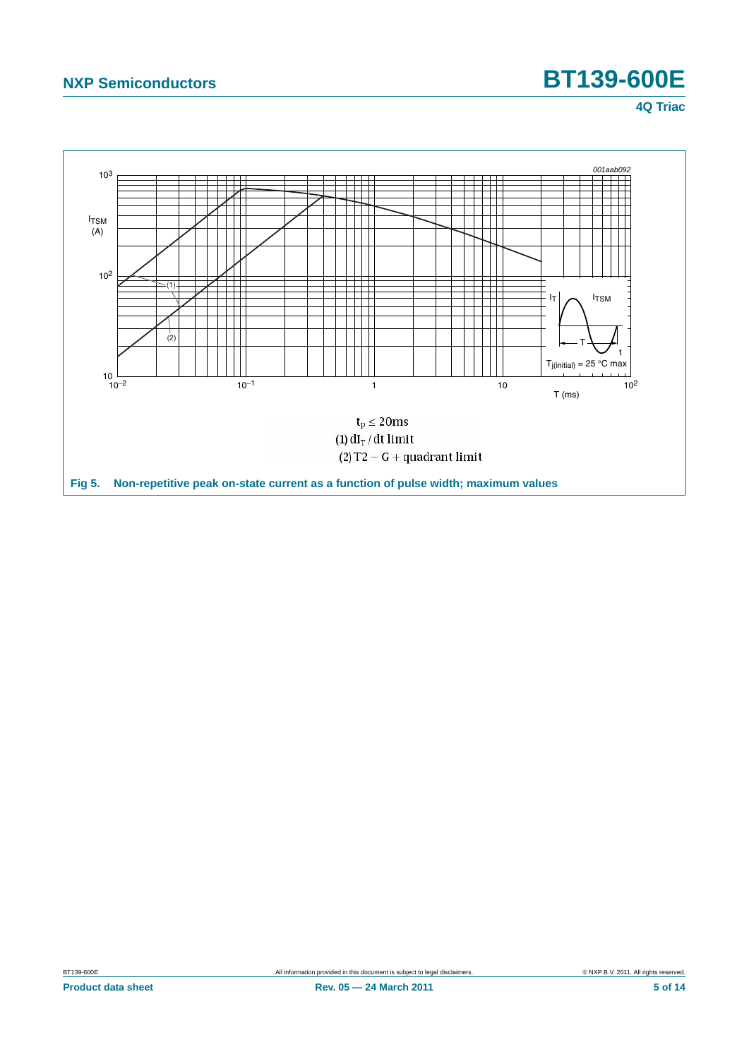001aab092

$t_p \leq 20ms$

(1) $dI_T / dt$ limit

(2) T2 − G + quadrant limit

**Fig 5. Non-repetitive peak on-state current as a function of pulse width; maximum values**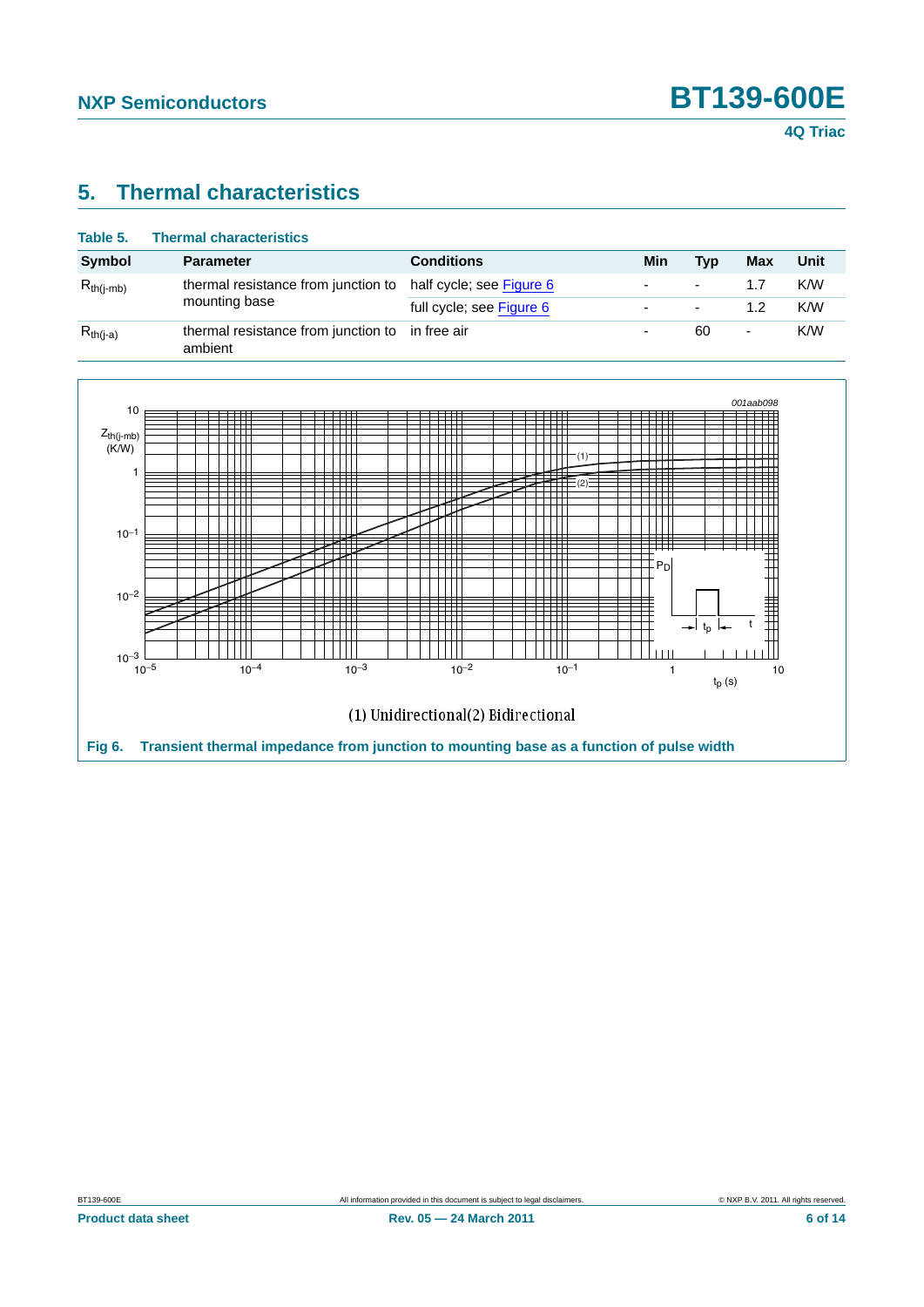## 5. Thermal characteristics

**Table 5. Thermal characteristics**

| Symbol | Parameter | Conditions | Min | Typ | Max | Unit |
|---|---|---|---|---|---|---|
| $R_{th(j-mb)}$ | thermal resistance from junction to mounting base | half cycle; see Figure 6 | - | - | 1.7 | K/W |
| | | full cycle; see Figure 6 | - | - | 1.2 | K/W |
| $R_{th(j-a)}$ | thermal resistance from junction to ambient | in free air | - | 60 | - | K/W |

(1) Unidirectional(2) Bidirectional

**Fig 6. Transient thermal impedance from junction to mounting base as a function of pulse width**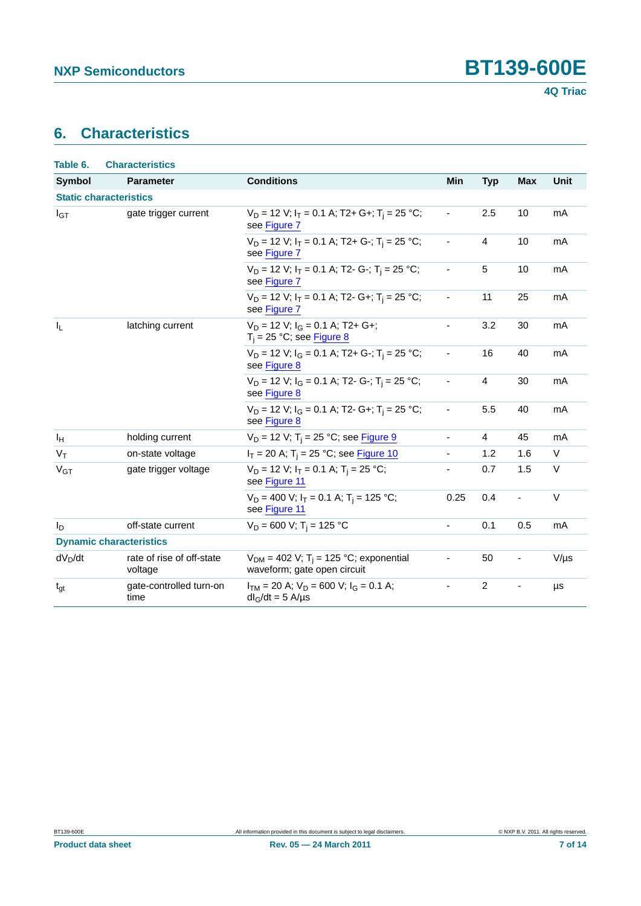## 6. Characteristics

**Table 6. Characteristics**

| Symbol | Parameter | Conditions | Min | Typ | Max | Unit |
|---|---|---|---|---|---|---|
| **Static characteristics** | | | | | | |
| $I_{GT}$ | gate trigger current | $V_D$ = 12 V; $I_T$ = 0.1 A; T2+ G+; $T_j$ = 25 °C; see Figure 7 | - | 2.5 | 10 | mA |
| | | $V_D$ = 12 V; $I_T$ = 0.1 A; T2+ G-; $T_j$ = 25 °C; see Figure 7 | - | 4 | 10 | mA |
| | | $V_D$ = 12 V; $I_T$ = 0.1 A; T2- G-; $T_j$ = 25 °C; see Figure 7 | - | 5 | 10 | mA |
| | | $V_D$ = 12 V; $I_T$ = 0.1 A; T2- G+; $T_j$ = 25 °C; see Figure 7 | - | 11 | 25 | mA |
| $I_L$ | latching current | $V_D$ = 12 V; $I_G$ = 0.1 A; T2+ G+; $T_j$ = 25 °C; see Figure 8 | - | 3.2 | 30 | mA |
| | | $V_D$ = 12 V; $I_G$ = 0.1 A; T2+ G-; $T_j$ = 25 °C; see Figure 8 | - | 16 | 40 | mA |
| | | $V_D$ = 12 V; $I_G$ = 0.1 A; T2- G-; $T_j$ = 25 °C; see Figure 8 | - | 4 | 30 | mA |
| | | $V_D$ = 12 V; $I_G$ = 0.1 A; T2- G+; $T_j$ = 25 °C; see Figure 8 | - | 5.5 | 40 | mA |
| $I_H$ | holding current | $V_D$ = 12 V; $T_j$ = 25 °C; see Figure 9 | - | 4 | 45 | mA |
| $V_T$ | on-state voltage | $I_T$ = 20 A; $T_j$ = 25 °C; see Figure 10 | - | 1.2 | 1.6 | V |
| $V_{GT}$ | gate trigger voltage | $V_D$ = 12 V; $I_T$ = 0.1 A; $T_j$ = 25 °C; see Figure 11 | - | 0.7 | 1.5 | V |
| | | $V_D$ = 400 V; $I_T$ = 0.1 A; $T_j$ = 125 °C; see Figure 11 | 0.25 | 0.4 | - | V |
| $I_D$ | off-state current | $V_D$ = 600 V; $T_j$ = 125 °C | - | 0.1 | 0.5 | mA |
| **Dynamic characteristics** | | | | | | |
| $dV_D/dt$ | rate of rise of off-state voltage | $V_{DM}$ = 402 V; $T_j$ = 125 °C; exponential waveform; gate open circuit | - | 50 | - | V/µs |
| $t_{gt}$ | gate-controlled turn-on time | $I_{TM}$ = 20 A; $V_D$ = 600 V; $I_G$ = 0.1 A; $dI_G/dt$ = 5 A/µs | - | 2 | - | µs |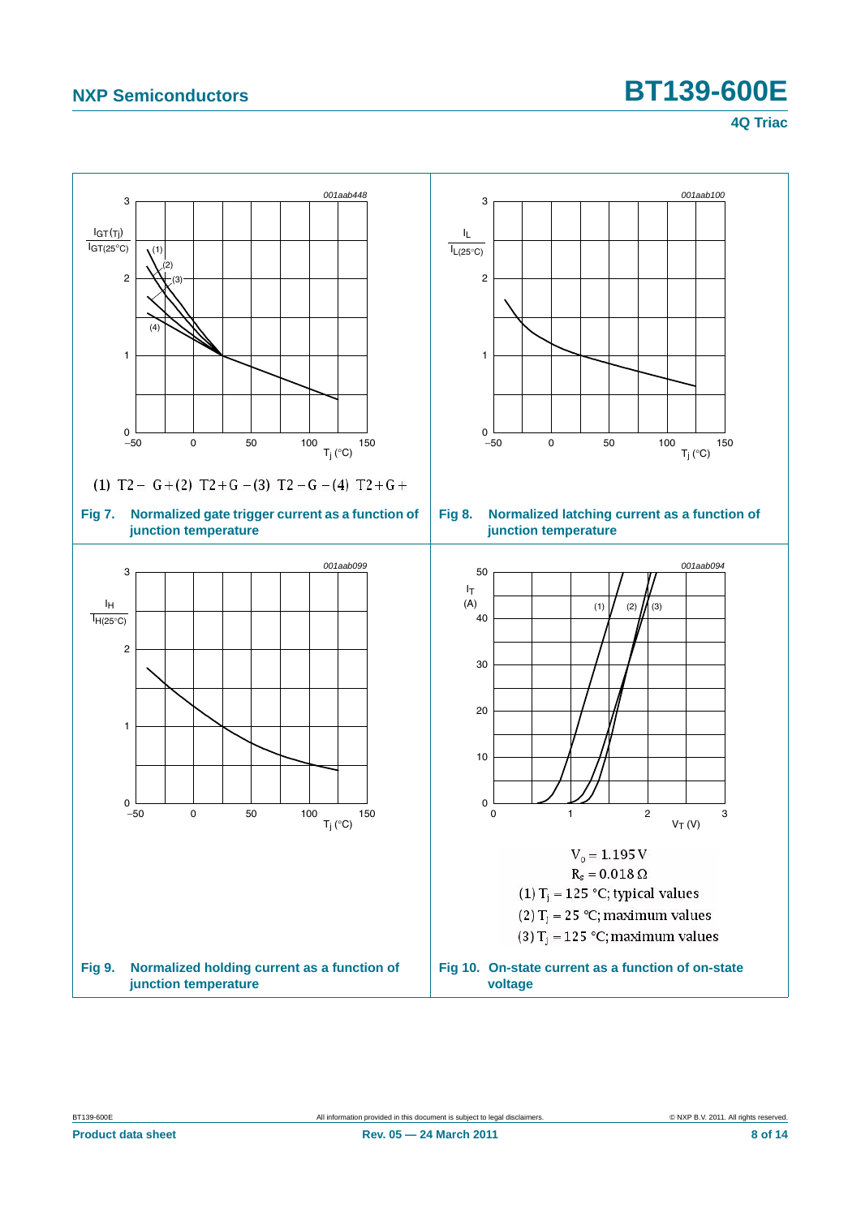(1) T2− G+ (2) T2+ G− (3) T2− G− (4) T2+ G+

**Fig 7. Normalized gate trigger current as a function of junction temperature**

**Fig 8. Normalized latching current as a function of junction temperature**

**Fig 9. Normalized holding current as a function of junction temperature**

$V_o = 1.195\ V$

$R_s = 0.018\ \Omega$

(1) $T_j = 125\ °C$; typical values

(2) $T_j = 25\ °C$; maximum values

(3) $T_j = 125\ °C$; maximum values

**Fig 10. On-state current as a function of on-state voltage**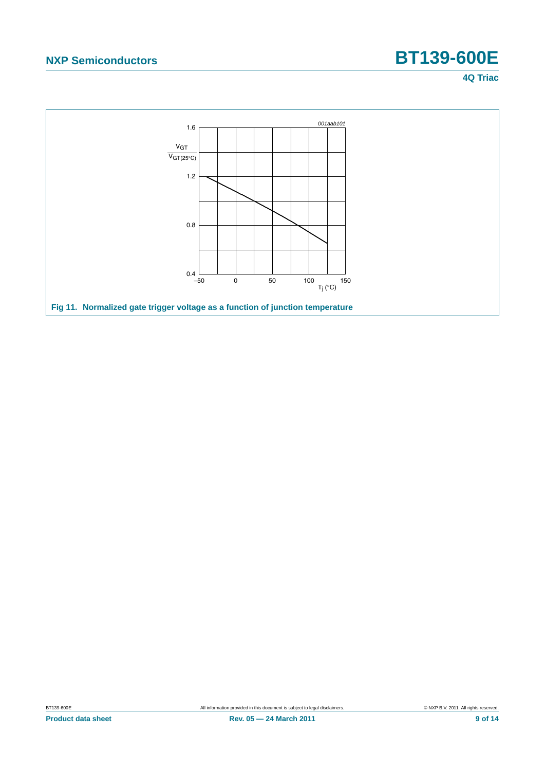Fig 11. Normalized gate trigger voltage as a function of junction temperature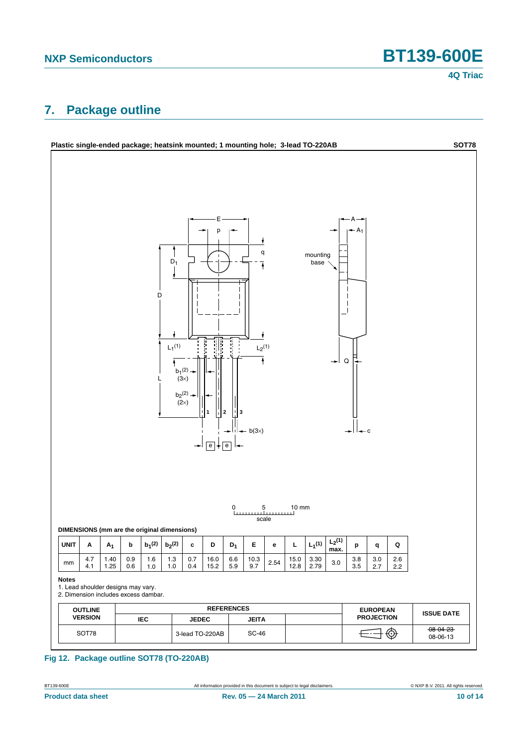## 7. Package outline

**Plastic single-ended package; heatsink mounted; 1 mounting hole; 3-lead TO-220AB** **SOT78**

**DIMENSIONS (mm are the original dimensions)**

| UNIT | A | $A_1$ | b | $b_1$(2) | $b_2$(2) | c | D | $D_1$ | E | e | L | $L_1$(1) | $L_2$(1) max. | p | q | Q |
|---|---|---|---|---|---|---|---|---|---|---|---|---|---|---|---|---|
| mm | 4.7<br>4.1 | 1.40<br>1.25 | 0.9<br>0.6 | 1.6<br>1.0 | 1.3<br>1.0 | 0.7<br>0.4 | 16.0<br>15.2 | 6.6<br>5.9 | 10.3<br>9.7 | 2.54 | 15.0<br>12.8 | 3.30<br>2.79 | 3.0 | 3.8<br>3.5 | 3.0<br>2.7 | 2.6<br>2.2 |

**Notes**

1. Lead shoulder designs may vary.
2. Dimension includes excess dambar.

| OUTLINE VERSION | REFERENCES | | | | EUROPEAN PROJECTION | ISSUE DATE |
|---|---|---|---|---|---|---|
| | IEC | JEDEC | JEITA | | | |
| SOT78 | | 3-lead TO-220AB | SC-46 | | | ~~08-04-23~~<br>08-06-13 |

**Fig 12. Package outline SOT78 (TO-220AB)**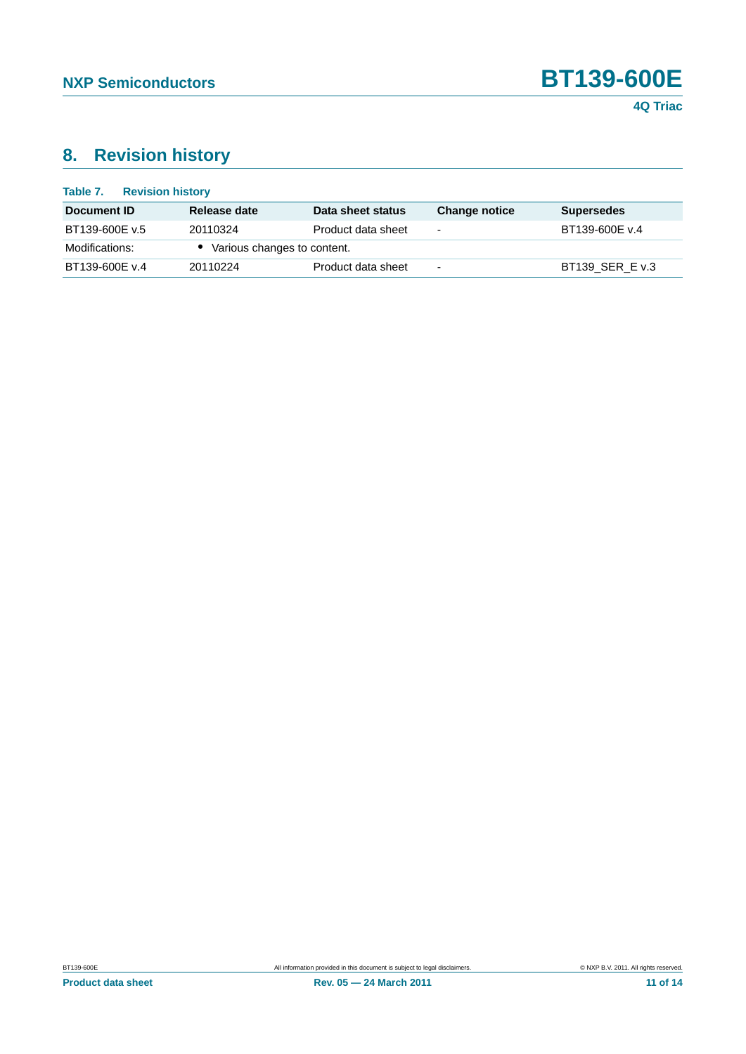## 8. Revision history

**Table 7. Revision history**

| Document ID | Release date | Data sheet status | Change notice | Supersedes |
|---|---|---|---|---|
| BT139-600E v.5 | 20110324 | Product data sheet | - | BT139-600E v.4 |
| Modifications: | • Various changes to content. | | | |
| BT139-600E v.4 | 20110224 | Product data sheet | - | BT139_SER_E v.3 |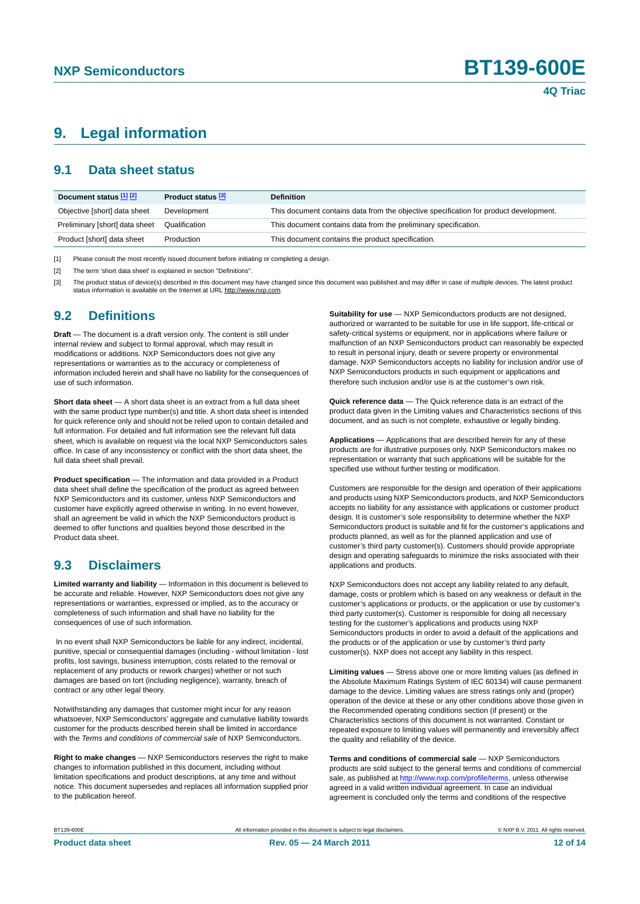# 9. Legal information

## 9.1 Data sheet status

| Document status [1] [2] | Product status [3] | Definition |
|---|---|---|
| Objective [short] data sheet | Development | This document contains data from the objective specification for product development. |
| Preliminary [short] data sheet | Qualification | This document contains data from the preliminary specification. |
| Product [short] data sheet | Production | This document contains the product specification. |

[1] Please consult the most recently issued document before initiating or completing a design.

[2] The term 'short data sheet' is explained in section "Definitions".

[3] The product status of device(s) described in this document may have changed since this document was published and may differ in case of multiple devices. The latest product status information is available on the Internet at URL http://www.nxp.com.

## 9.2 Definitions

**Draft** — The document is a draft version only. The content is still under internal review and subject to formal approval, which may result in modifications or additions. NXP Semiconductors does not give any representations or warranties as to the accuracy or completeness of information included herein and shall have no liability for the consequences of use of such information.

**Short data sheet** — A short data sheet is an extract from a full data sheet with the same product type number(s) and title. A short data sheet is intended for quick reference only and should not be relied upon to contain detailed and full information. For detailed and full information see the relevant full data sheet, which is available on request via the local NXP Semiconductors sales office. In case of any inconsistency or conflict with the short data sheet, the full data sheet shall prevail.

**Product specification** — The information and data provided in a Product data sheet shall define the specification of the product as agreed between NXP Semiconductors and its customer, unless NXP Semiconductors and customer have explicitly agreed otherwise in writing. In no event however, shall an agreement be valid in which the NXP Semiconductors product is deemed to offer functions and qualities beyond those described in the Product data sheet.

## 9.3 Disclaimers

**Limited warranty and liability** — Information in this document is believed to be accurate and reliable. However, NXP Semiconductors does not give any representations or warranties, expressed or implied, as to the accuracy or completeness of such information and shall have no liability for the consequences of use of such information.

In no event shall NXP Semiconductors be liable for any indirect, incidental, punitive, special or consequential damages (including - without limitation - lost profits, lost savings, business interruption, costs related to the removal or replacement of any products or rework charges) whether or not such damages are based on tort (including negligence), warranty, breach of contract or any other legal theory.

Notwithstanding any damages that customer might incur for any reason whatsoever, NXP Semiconductors' aggregate and cumulative liability towards customer for the products described herein shall be limited in accordance with the *Terms and conditions of commercial sale* of NXP Semiconductors.

**Right to make changes** — NXP Semiconductors reserves the right to make changes to information published in this document, including without limitation specifications and product descriptions, at any time and without notice. This document supersedes and replaces all information supplied prior to the publication hereof.

**Suitability for use** — NXP Semiconductors products are not designed, authorized or warranted to be suitable for use in life support, life-critical or safety-critical systems or equipment, nor in applications where failure or malfunction of an NXP Semiconductors product can reasonably be expected to result in personal injury, death or severe property or environmental damage. NXP Semiconductors accepts no liability for inclusion and/or use of NXP Semiconductors products in such equipment or applications and therefore such inclusion and/or use is at the customer's own risk.

**Quick reference data** — The Quick reference data is an extract of the product data given in the Limiting values and Characteristics sections of this document, and as such is not complete, exhaustive or legally binding.

**Applications** — Applications that are described herein for any of these products are for illustrative purposes only. NXP Semiconductors makes no representation or warranty that such applications will be suitable for the specified use without further testing or modification.

Customers are responsible for the design and operation of their applications and products using NXP Semiconductors products, and NXP Semiconductors accepts no liability for any assistance with applications or customer product design. It is customer's sole responsibility to determine whether the NXP Semiconductors product is suitable and fit for the customer's applications and products planned, as well as for the planned application and use of customer's third party customer(s). Customers should provide appropriate design and operating safeguards to minimize the risks associated with their applications and products.

NXP Semiconductors does not accept any liability related to any default, damage, costs or problem which is based on any weakness or default in the customer's applications or products, or the application or use by customer's third party customer(s). Customer is responsible for doing all necessary testing for the customer's applications and products using NXP Semiconductors products in order to avoid a default of the applications and the products or of the application or use by customer's third party customer(s). NXP does not accept any liability in this respect.

**Limiting values** — Stress above one or more limiting values (as defined in the Absolute Maximum Ratings System of IEC 60134) will cause permanent damage to the device. Limiting values are stress ratings only and (proper) operation of the device at these or any other conditions above those given in the Recommended operating conditions section (if present) or the Characteristics sections of this document is not warranted. Constant or repeated exposure to limiting values will permanently and irreversibly affect the quality and reliability of the device.

**Terms and conditions of commercial sale** — NXP Semiconductors products are sold subject to the general terms and conditions of commercial sale, as published at http://www.nxp.com/profile/terms, unless otherwise agreed in a valid written individual agreement. In case an individual agreement is concluded only the terms and conditions of the respective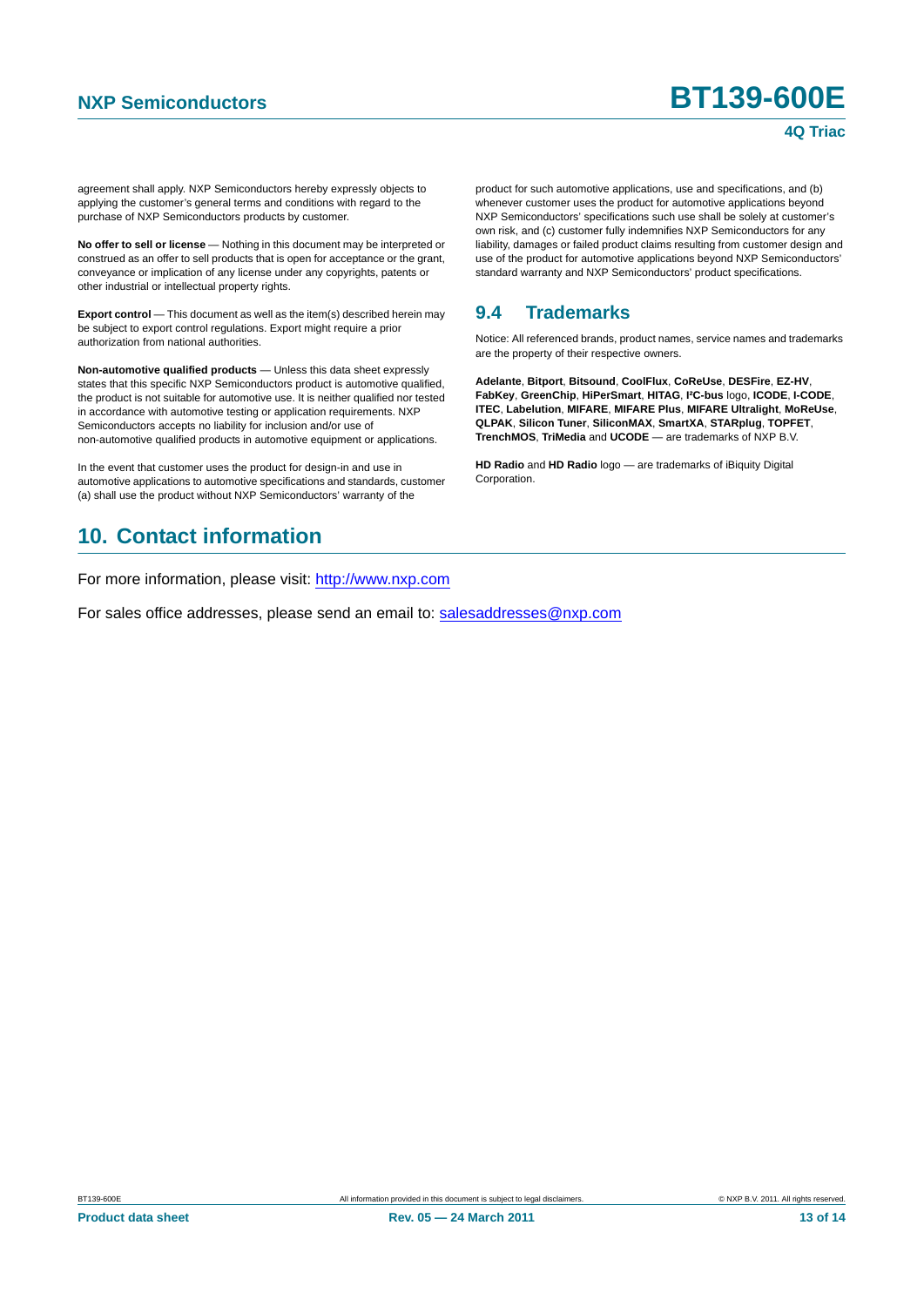agreement shall apply. NXP Semiconductors hereby expressly objects to applying the customer's general terms and conditions with regard to the purchase of NXP Semiconductors products by customer.

**No offer to sell or license** — Nothing in this document may be interpreted or construed as an offer to sell products that is open for acceptance or the grant, conveyance or implication of any license under any copyrights, patents or other industrial or intellectual property rights.

**Export control** — This document as well as the item(s) described herein may be subject to export control regulations. Export might require a prior authorization from national authorities.

**Non-automotive qualified products** — Unless this data sheet expressly states that this specific NXP Semiconductors product is automotive qualified, the product is not suitable for automotive use. It is neither qualified nor tested in accordance with automotive testing or application requirements. NXP Semiconductors accepts no liability for inclusion and/or use of non-automotive qualified products in automotive equipment or applications.

In the event that customer uses the product for design-in and use in automotive applications to automotive specifications and standards, customer (a) shall use the product without NXP Semiconductors' warranty of the product for such automotive applications, use and specifications, and (b) whenever customer uses the product for automotive applications beyond NXP Semiconductors' specifications such use shall be solely at customer's own risk, and (c) customer fully indemnifies NXP Semiconductors for any liability, damages or failed product claims resulting from customer design and use of the product for automotive applications beyond NXP Semiconductors' standard warranty and NXP Semiconductors' product specifications.

### 9.4 Trademarks

Notice: All referenced brands, product names, service names and trademarks are the property of their respective owners.

**Adelante**, **Bitport**, **Bitsound**, **CoolFlux**, **CoReUse**, **DESFire**, **EZ-HV**, **FabKey**, **GreenChip**, **HiPerSmart**, **HITAG**, **I²C-bus** logo, **ICODE**, **I-CODE**, **ITEC**, **Labelution**, **MIFARE**, **MIFARE Plus**, **MIFARE Ultralight**, **MoReUse**, **QLPAK**, **Silicon Tuner**, **SiliconMAX**, **SmartXA**, **STARplug**, **TOPFET**, **TrenchMOS**, **TriMedia** and **UCODE** — are trademarks of NXP B.V.

**HD Radio** and **HD Radio** logo — are trademarks of iBiquity Digital Corporation.

## 10. Contact information

For more information, please visit: http://www.nxp.com

For sales office addresses, please send an email to: salesaddresses@nxp.com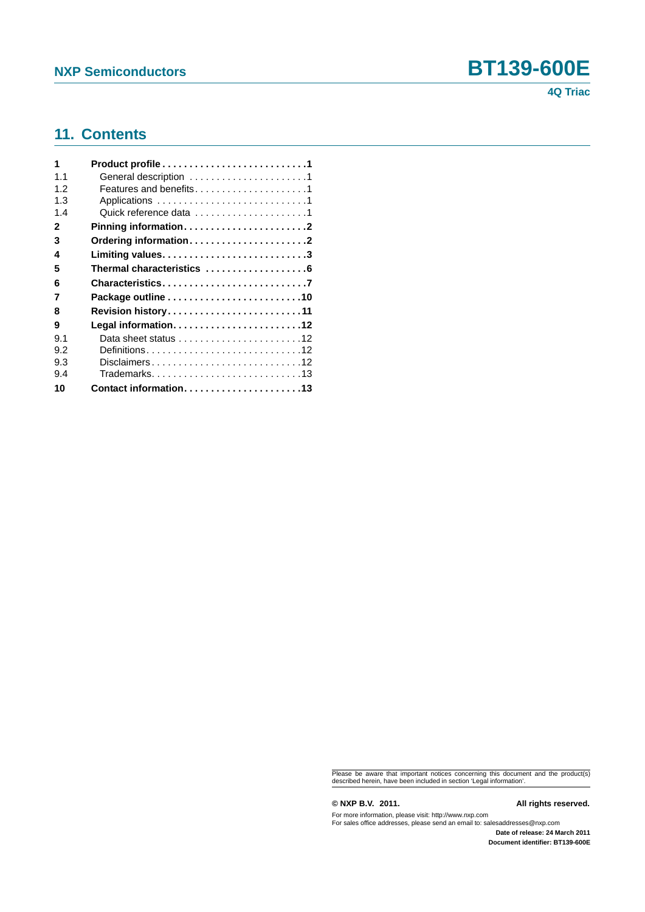## 11. Contents

| | | |
|---|---|---|
| **1** | **Product profile** | **1** |
| 1.1 | General description | 1 |
| 1.2 | Features and benefits | 1 |
| 1.3 | Applications | 1 |
| 1.4 | Quick reference data | 1 |
| **2** | **Pinning information** | **2** |
| **3** | **Ordering information** | **2** |
| **4** | **Limiting values** | **3** |
| **5** | **Thermal characteristics** | **6** |
| **6** | **Characteristics** | **7** |
| **7** | **Package outline** | **10** |
| **8** | **Revision history** | **11** |
| **9** | **Legal information** | **12** |
| 9.1 | Data sheet status | 12 |
| 9.2 | Definitions | 12 |
| 9.3 | Disclaimers | 12 |
| 9.4 | Trademarks | 13 |
| **10** | **Contact information** | **13** |

Please be aware that important notices concerning this document and the product(s) described herein, have been included in section 'Legal information'.

**© NXP B.V. 2011. All rights reserved.**

For more information, please visit: http://www.nxp.com
For sales office addresses, please send an email to: salesaddresses@nxp.com

**Date of release: 24 March 2011**
**Document identifier: BT139-600E**